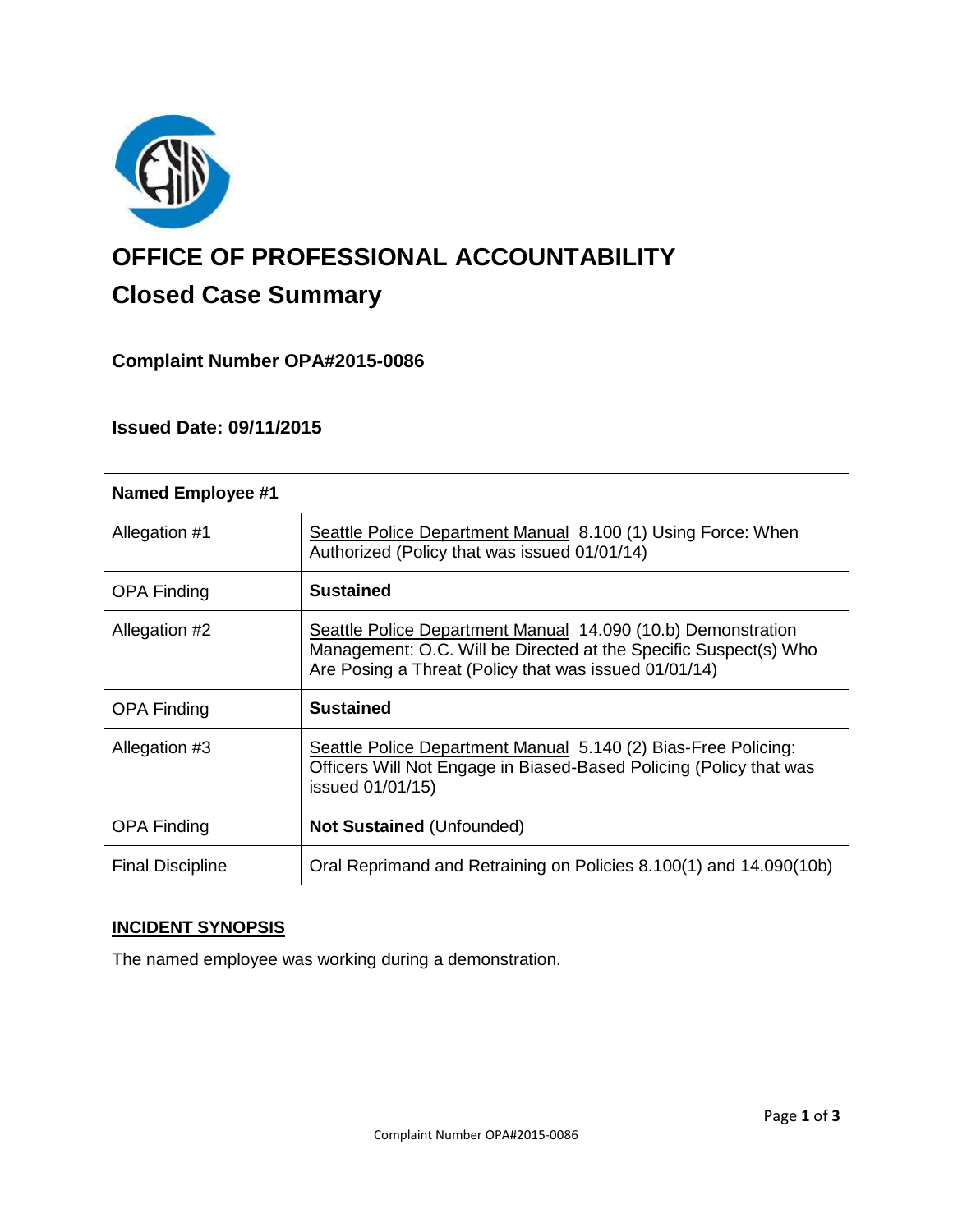# OFFICE OF PROFESSIONAL ACCOUNTABILITY

## Closed Case Summary

### Complaint Number OPA#2015-0086

### Issued Date: 09/11/2015

| Named Employee #1 | |
|---|---|
| Allegation #1 | Seattle Police Department Manual 8.100 (1) Using Force: When Authorized (Policy that was issued 01/01/14) |
| OPA Finding | **Sustained** |
| Allegation #2 | Seattle Police Department Manual 14.090 (10.b) Demonstration Management: O.C. Will be Directed at the Specific Suspect(s) Who Are Posing a Threat (Policy that was issued 01/01/14) |
| OPA Finding | **Sustained** |
| Allegation #3 | Seattle Police Department Manual 5.140 (2) Bias-Free Policing: Officers Will Not Engage in Biased-Based Policing (Policy that was issued 01/01/15) |
| OPA Finding | **Not Sustained** (Unfounded) |
| Final Discipline | Oral Reprimand and Retraining on Policies 8.100(1) and 14.090(10b) |

## INCIDENT SYNOPSIS

The named employee was working during a demonstration.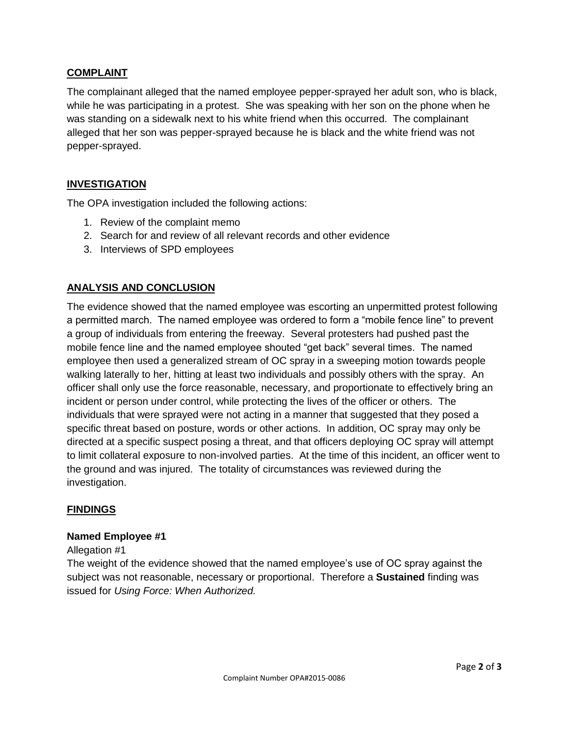## COMPLAINT

The complainant alleged that the named employee pepper-sprayed her adult son, who is black, while he was participating in a protest. She was speaking with her son on the phone when he was standing on a sidewalk next to his white friend when this occurred. The complainant alleged that her son was pepper-sprayed because he is black and the white friend was not pepper-sprayed.

## INVESTIGATION

The OPA investigation included the following actions:

1. Review of the complaint memo
2. Search for and review of all relevant records and other evidence
3. Interviews of SPD employees

## ANALYSIS AND CONCLUSION

The evidence showed that the named employee was escorting an unpermitted protest following a permitted march. The named employee was ordered to form a "mobile fence line" to prevent a group of individuals from entering the freeway. Several protesters had pushed past the mobile fence line and the named employee shouted "get back" several times. The named employee then used a generalized stream of OC spray in a sweeping motion towards people walking laterally to her, hitting at least two individuals and possibly others with the spray. An officer shall only use the force reasonable, necessary, and proportionate to effectively bring an incident or person under control, while protecting the lives of the officer or others. The individuals that were sprayed were not acting in a manner that suggested that they posed a specific threat based on posture, words or other actions. In addition, OC spray may only be directed at a specific suspect posing a threat, and that officers deploying OC spray will attempt to limit collateral exposure to non-involved parties. At the time of this incident, an officer went to the ground and was injured. The totality of circumstances was reviewed during the investigation.

## FINDINGS

### Named Employee #1

Allegation #1

The weight of the evidence showed that the named employee's use of OC spray against the subject was not reasonable, necessary or proportional. Therefore a **Sustained** finding was issued for *Using Force: When Authorized.*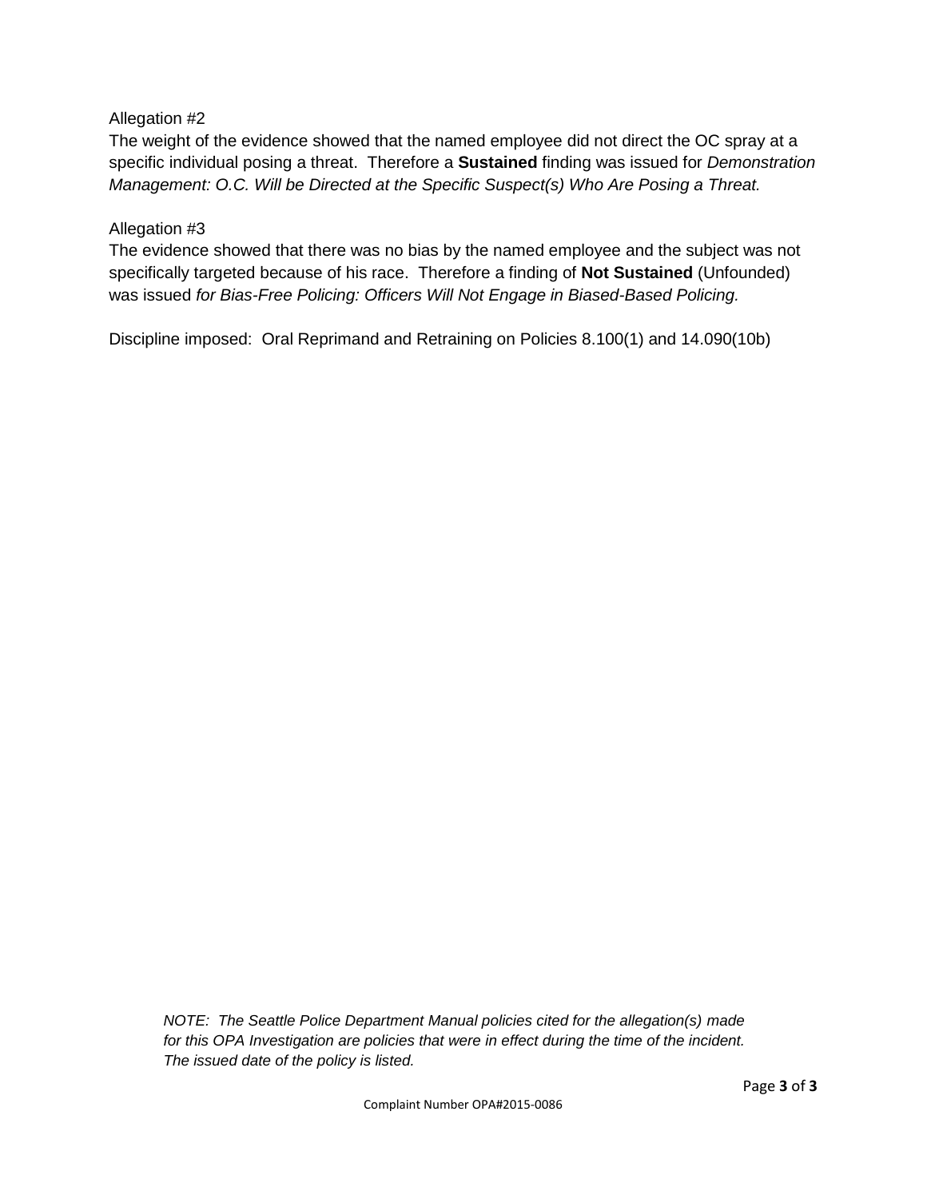Allegation #2

The weight of the evidence showed that the named employee did not direct the OC spray at a specific individual posing a threat. Therefore a **Sustained** finding was issued for *Demonstration Management: O.C. Will be Directed at the Specific Suspect(s) Who Are Posing a Threat.*

Allegation #3

The evidence showed that there was no bias by the named employee and the subject was not specifically targeted because of his race. Therefore a finding of **Not Sustained** (Unfounded) was issued *for Bias-Free Policing: Officers Will Not Engage in Biased-Based Policing.*

Discipline imposed: Oral Reprimand and Retraining on Policies 8.100(1) and 14.090(10b)

*NOTE: The Seattle Police Department Manual policies cited for the allegation(s) made for this OPA Investigation are policies that were in effect during the time of the incident. The issued date of the policy is listed.*

Complaint Number OPA#2015-0086